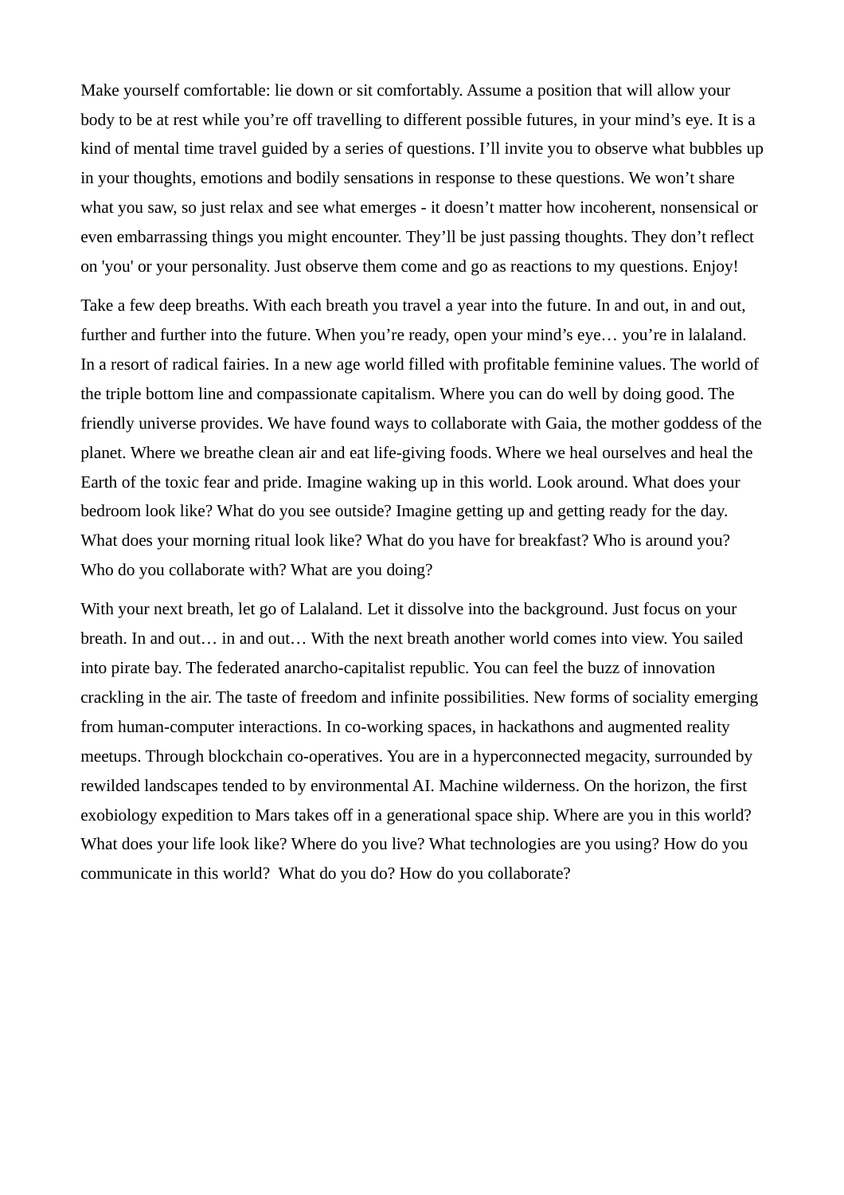Make yourself comfortable: lie down or sit comfortably. Assume a position that will allow your body to be at rest while you're off travelling to different possible futures, in your mind's eye. It is a kind of mental time travel guided by a series of questions. I'll invite you to observe what bubbles up in your thoughts, emotions and bodily sensations in response to these questions. We won't share what you saw, so just relax and see what emerges - it doesn't matter how incoherent, nonsensical or even embarrassing things you might encounter. They'll be just passing thoughts. They don't reflect on 'you' or your personality. Just observe them come and go as reactions to my questions. Enjoy!

Take a few deep breaths. With each breath you travel a year into the future. In and out, in and out, further and further into the future. When you're ready, open your mind's eye… you're in lalaland. In a resort of radical fairies. In a new age world filled with profitable feminine values. The world of the triple bottom line and compassionate capitalism. Where you can do well by doing good. The friendly universe provides. We have found ways to collaborate with Gaia, the mother goddess of the planet. Where we breathe clean air and eat life-giving foods. Where we heal ourselves and heal the Earth of the toxic fear and pride. Imagine waking up in this world. Look around. What does your bedroom look like? What do you see outside? Imagine getting up and getting ready for the day. What does your morning ritual look like? What do you have for breakfast? Who is around you? Who do you collaborate with? What are you doing?

With your next breath, let go of Lalaland. Let it dissolve into the background. Just focus on your breath. In and out… in and out… With the next breath another world comes into view. You sailed into pirate bay. The federated anarcho-capitalist republic. You can feel the buzz of innovation crackling in the air. The taste of freedom and infinite possibilities. New forms of sociality emerging from human-computer interactions. In co-working spaces, in hackathons and augmented reality meetups. Through blockchain co-operatives. You are in a hyperconnected megacity, surrounded by rewilded landscapes tended to by environmental AI. Machine wilderness. On the horizon, the first exobiology expedition to Mars takes off in a generational space ship. Where are you in this world? What does your life look like? Where do you live? What technologies are you using? How do you communicate in this world? What do you do? How do you collaborate?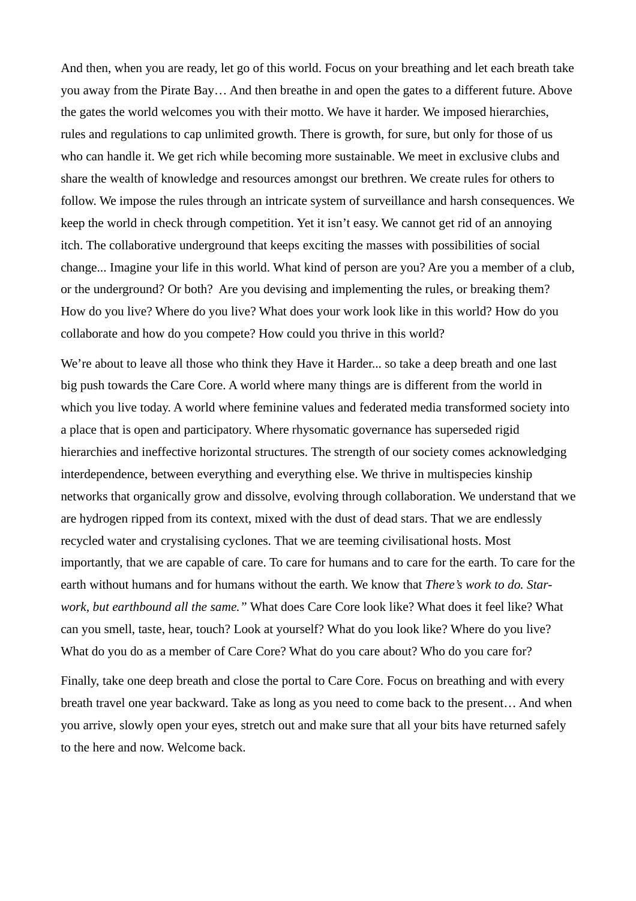And then, when you are ready, let go of this world. Focus on your breathing and let each breath take you away from the Pirate Bay… And then breathe in and open the gates to a different future. Above the gates the world welcomes you with their motto. We have it harder. We imposed hierarchies, rules and regulations to cap unlimited growth. There is growth, for sure, but only for those of us who can handle it. We get rich while becoming more sustainable. We meet in exclusive clubs and share the wealth of knowledge and resources amongst our brethren. We create rules for others to follow. We impose the rules through an intricate system of surveillance and harsh consequences. We keep the world in check through competition. Yet it isn't easy. We cannot get rid of an annoying itch. The collaborative underground that keeps exciting the masses with possibilities of social change... Imagine your life in this world. What kind of person are you? Are you a member of a club, or the underground? Or both?  Are you devising and implementing the rules, or breaking them? How do you live? Where do you live? What does your work look like in this world? How do you collaborate and how do you compete? How could you thrive in this world?

We're about to leave all those who think they Have it Harder... so take a deep breath and one last big push towards the Care Core. A world where many things are is different from the world in which you live today. A world where feminine values and federated media transformed society into a place that is open and participatory. Where rhysomatic governance has superseded rigid hierarchies and ineffective horizontal structures. The strength of our society comes acknowledging interdependence, between everything and everything else. We thrive in multispecies kinship networks that organically grow and dissolve, evolving through collaboration. We understand that we are hydrogen ripped from its context, mixed with the dust of dead stars. That we are endlessly recycled water and crystalising cyclones. That we are teeming civilisational hosts. Most importantly, that we are capable of care. To care for humans and to care for the earth. To care for the earth without humans and for humans without the earth. We know that *There's work to do. Star-work, but earthbound all the same."* What does Care Core look like? What does it feel like? What can you smell, taste, hear, touch? Look at yourself? What do you look like? Where do you live? What do you do as a member of Care Core? What do you care about? Who do you care for?

Finally, take one deep breath and close the portal to Care Core. Focus on breathing and with every breath travel one year backward. Take as long as you need to come back to the present… And when you arrive, slowly open your eyes, stretch out and make sure that all your bits have returned safely to the here and now. Welcome back.